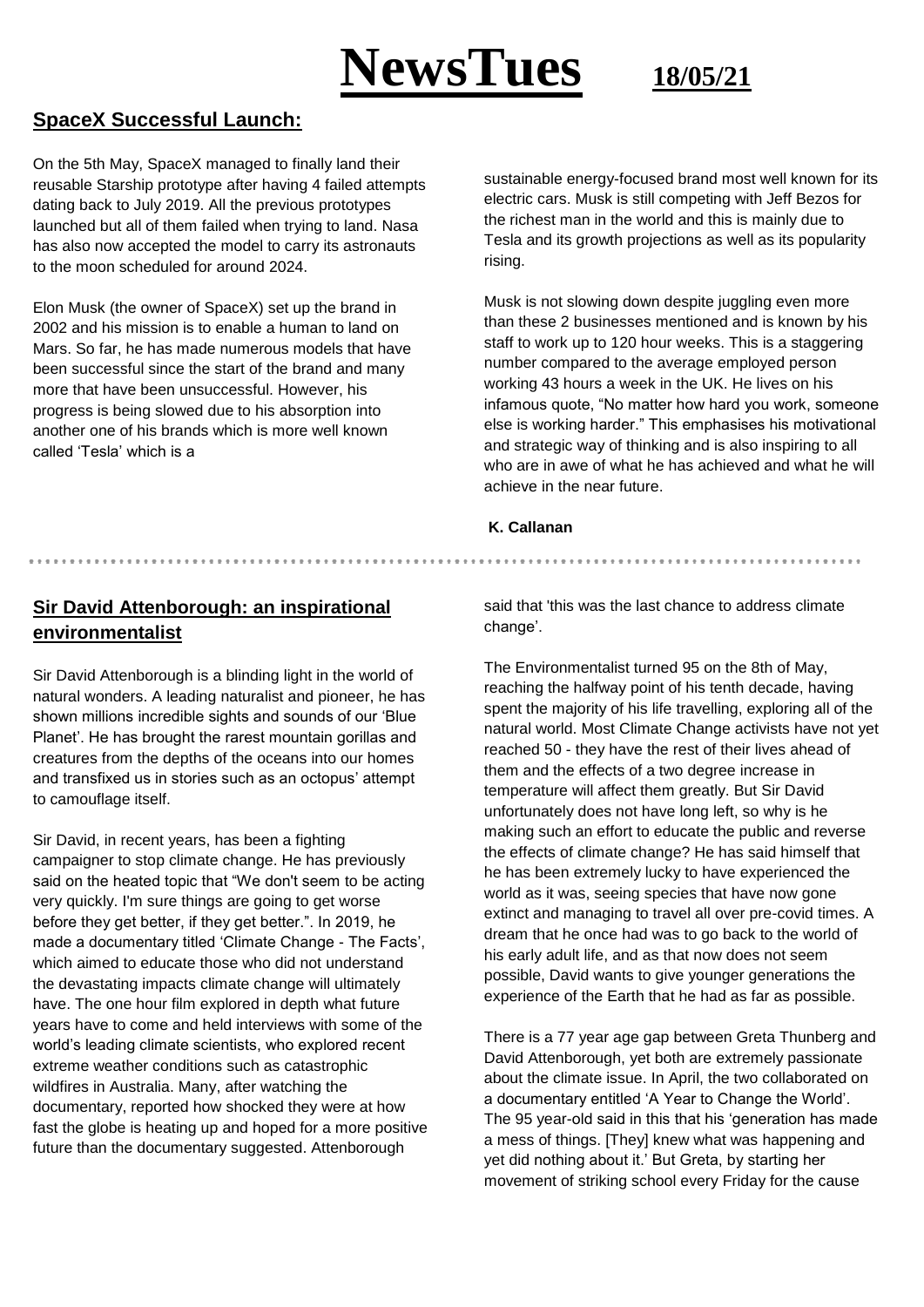# NewsTues 18/05/21

## SpaceX Successful Launch:

On the 5th May, SpaceX managed to finally land their reusable Starship prototype after having 4 failed attempts dating back to July 2019. All the previous prototypes launched but all of them failed when trying to land. Nasa has also now accepted the model to carry its astronauts to the moon scheduled for around 2024.

Elon Musk (the owner of SpaceX) set up the brand in 2002 and his mission is to enable a human to land on Mars. So far, he has made numerous models that have been successful since the start of the brand and many more that have been unsuccessful. However, his progress is being slowed due to his absorption into another one of his brands which is more well known called 'Tesla' which is a sustainable energy-focused brand most well known for its electric cars. Musk is still competing with Jeff Bezos for the richest man in the world and this is mainly due to Tesla and its growth projections as well as its popularity rising.

Musk is not slowing down despite juggling even more than these 2 businesses mentioned and is known by his staff to work up to 120 hour weeks. This is a staggering number compared to the average employed person working 43 hours a week in the UK. He lives on his infamous quote, "No matter how hard you work, someone else is working harder." This emphasises his motivational and strategic way of thinking and is also inspiring to all who are in awe of what he has achieved and what he will achieve in the near future.

**K. Callanan**

---

## Sir David Attenborough: an inspirational environmentalist

Sir David Attenborough is a blinding light in the world of natural wonders. A leading naturalist and pioneer, he has shown millions incredible sights and sounds of our 'Blue Planet'. He has brought the rarest mountain gorillas and creatures from the depths of the oceans into our homes and transfixed us in stories such as an octopus' attempt to camouflage itself.

Sir David, in recent years, has been a fighting campaigner to stop climate change. He has previously said on the heated topic that "We don't seem to be acting very quickly. I'm sure things are going to get worse before they get better, if they get better.". In 2019, he made a documentary titled 'Climate Change - The Facts', which aimed to educate those who did not understand the devastating impacts climate change will ultimately have. The one hour film explored in depth what future years have to come and held interviews with some of the world's leading climate scientists, who explored recent extreme weather conditions such as catastrophic wildfires in Australia. Many, after watching the documentary, reported how shocked they were at how fast the globe is heating up and hoped for a more positive future than the documentary suggested. Attenborough said that 'this was the last chance to address climate change'.

The Environmentalist turned 95 on the 8th of May, reaching the halfway point of his tenth decade, having spent the majority of his life travelling, exploring all of the natural world. Most Climate Change activists have not yet reached 50 - they have the rest of their lives ahead of them and the effects of a two degree increase in temperature will affect them greatly. But Sir David unfortunately does not have long left, so why is he making such an effort to educate the public and reverse the effects of climate change? He has said himself that he has been extremely lucky to have experienced the world as it was, seeing species that have now gone extinct and managing to travel all over pre-covid times. A dream that he once had was to go back to the world of his early adult life, and as that now does not seem possible, David wants to give younger generations the experience of the Earth that he had as far as possible.

There is a 77 year age gap between Greta Thunberg and David Attenborough, yet both are extremely passionate about the climate issue. In April, the two collaborated on a documentary entitled 'A Year to Change the World'. The 95 year-old said in this that his 'generation has made a mess of things. [They] knew what was happening and yet did nothing about it.' But Greta, by starting her movement of striking school every Friday for the cause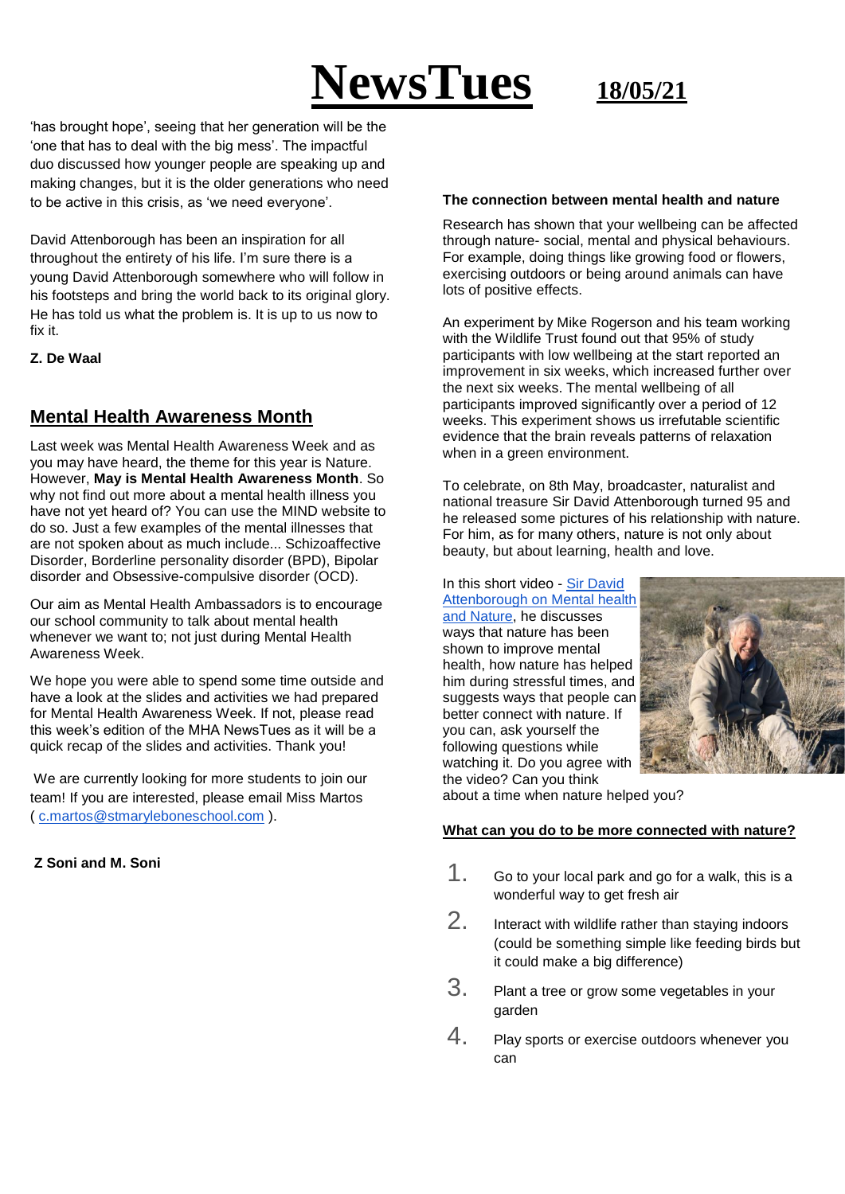# NewsTues 18/05/21

'has brought hope', seeing that her generation will be the 'one that has to deal with the big mess'. The impactful duo discussed how younger people are speaking up and making changes, but it is the older generations who need to be active in this crisis, as 'we need everyone'.

David Attenborough has been an inspiration for all throughout the entirety of his life. I'm sure there is a young David Attenborough somewhere who will follow in his footsteps and bring the world back to its original glory. He has told us what the problem is. It is up to us now to fix it.

**Z. De Waal**

## Mental Health Awareness Month

Last week was Mental Health Awareness Week and as you may have heard, the theme for this year is Nature. However, **May is Mental Health Awareness Month**. So why not find out more about a mental health illness you have not yet heard of? You can use the MIND website to do so. Just a few examples of the mental illnesses that are not spoken about as much include... Schizoaffective Disorder, Borderline personality disorder (BPD), Bipolar disorder and Obsessive-compulsive disorder (OCD).

Our aim as Mental Health Ambassadors is to encourage our school community to talk about mental health whenever we want to; not just during Mental Health Awareness Week.

We hope you were able to spend some time outside and have a look at the slides and activities we had prepared for Mental Health Awareness Week. If not, please read this week's edition of the MHA NewsTues as it will be a quick recap of the slides and activities. Thank you!

We are currently looking for more students to join our team! If you are interested, please email Miss Martos ( c.martos@stmaryleboneschool.com ).

**Z Soni and M. Soni**

### The connection between mental health and nature

Research has shown that your wellbeing can be affected through nature- social, mental and physical behaviours. For example, doing things like growing food or flowers, exercising outdoors or being around animals can have lots of positive effects.

An experiment by Mike Rogerson and his team working with the Wildlife Trust found out that 95% of study participants with low wellbeing at the start reported an improvement in six weeks, which increased further over the next six weeks. The mental wellbeing of all participants improved significantly over a period of 12 weeks. This experiment shows us irrefutable scientific evidence that the brain reveals patterns of relaxation when in a green environment.

To celebrate, on 8th May, broadcaster, naturalist and national treasure Sir David Attenborough turned 95 and he released some pictures of his relationship with nature. For him, as for many others, nature is not only about beauty, but about learning, health and love.

In this short video - Sir David Attenborough on Mental health and Nature, he discusses ways that nature has been shown to improve mental health, how nature has helped him during stressful times, and suggests ways that people can better connect with nature. If you can, ask yourself the following questions while watching it. Do you agree with the video? Can you think about a time when nature helped you?

### What can you do to be more connected with nature?

1. Go to your local park and go for a walk, this is a wonderful way to get fresh air
2. Interact with wildlife rather than staying indoors (could be something simple like feeding birds but it could make a big difference)
3. Plant a tree or grow some vegetables in your garden
4. Play sports or exercise outdoors whenever you can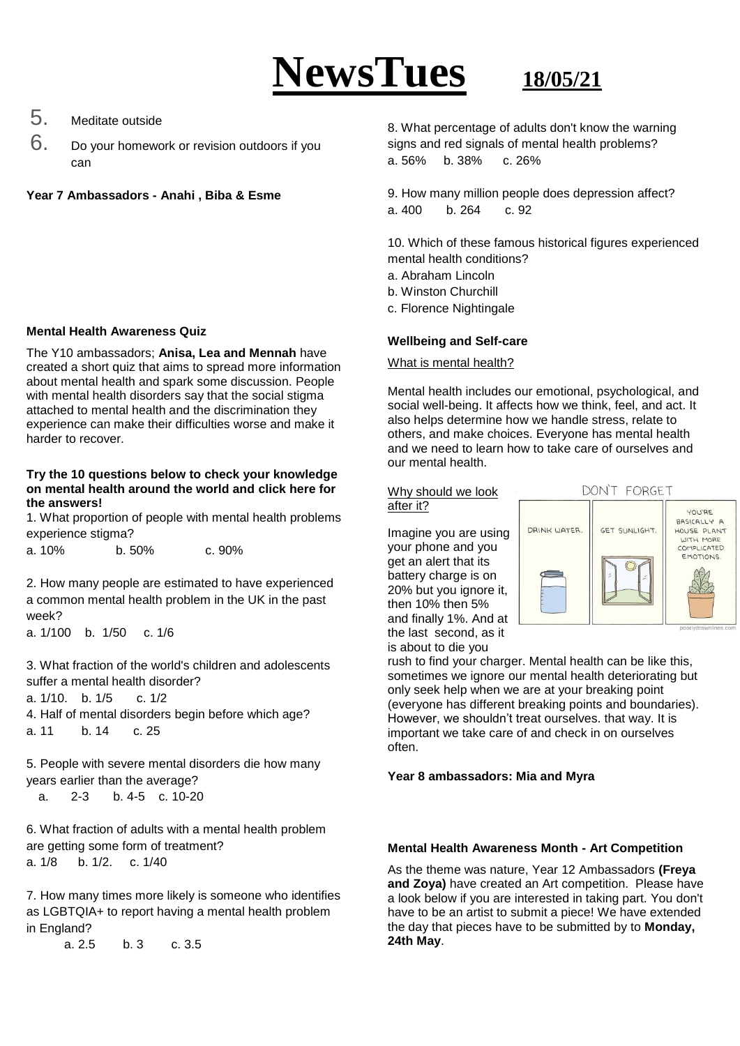# NewsTues 18/05/21

5. Meditate outside
6. Do your homework or revision outdoors if you can

**Year 7 Ambassadors - Anahi , Biba & Esme**

**Mental Health Awareness Quiz**

The Y10 ambassadors; **Anisa, Lea and Mennah** have created a short quiz that aims to spread more information about mental health and spark some discussion. People with mental health disorders say that the social stigma attached to mental health and the discrimination they experience can make their difficulties worse and make it harder to recover.

**Try the 10 questions below to check your knowledge on mental health around the world and click here for the answers!**

1. What proportion of people with mental health problems experience stigma?
a. 10% b. 50% c. 90%

2. How many people are estimated to have experienced a common mental health problem in the UK in the past week?
a. 1/100 b. 1/50 c. 1/6

3. What fraction of the world's children and adolescents suffer a mental health disorder?
a. 1/10. b. 1/5 c. 1/2

4. Half of mental disorders begin before which age?
a. 11 b. 14 c. 25

5. People with severe mental disorders die how many years earlier than the average?
a. 2-3 b. 4-5 c. 10-20

6. What fraction of adults with a mental health problem are getting some form of treatment?
a. 1/8 b. 1/2. c. 1/40

7. How many times more likely is someone who identifies as LGBTQIA+ to report having a mental health problem in England?
a. 2.5 b. 3 c. 3.5

8. What percentage of adults don't know the warning signs and red signals of mental health problems?
a. 56% b. 38% c. 26%

9. How many million people does depression affect?
a. 400 b. 264 c. 92

10. Which of these famous historical figures experienced mental health conditions?
a. Abraham Lincoln
b. Winston Churchill
c. Florence Nightingale

**Wellbeing and Self-care**

What is mental health?

Mental health includes our emotional, psychological, and social well-being. It affects how we think, feel, and act. It also helps determine how we handle stress, relate to others, and make choices. Everyone has mental health and we need to learn how to take care of ourselves and our mental health.

Why should we look after it?

Imagine you are using your phone and you get an alert that its battery charge is on 20% but you ignore it, then 10% then 5% and finally 1%. And at the last second, as it is about to die you rush to find your charger. Mental health can be like this, sometimes we ignore our mental health deteriorating but only seek help when we are at your breaking point (everyone has different breaking points and boundaries). However, we shouldn't treat ourselves. that way. It is important we take care of and check in on ourselves often.

**Year 8 ambassadors: Mia and Myra**

**Mental Health Awareness Month - Art Competition**

As the theme was nature, Year 12 Ambassadors **(Freya and Zoya)** have created an Art competition. Please have a look below if you are interested in taking part. You don't have to be an artist to submit a piece! We have extended the day that pieces have to be submitted by to **Monday, 24th May**.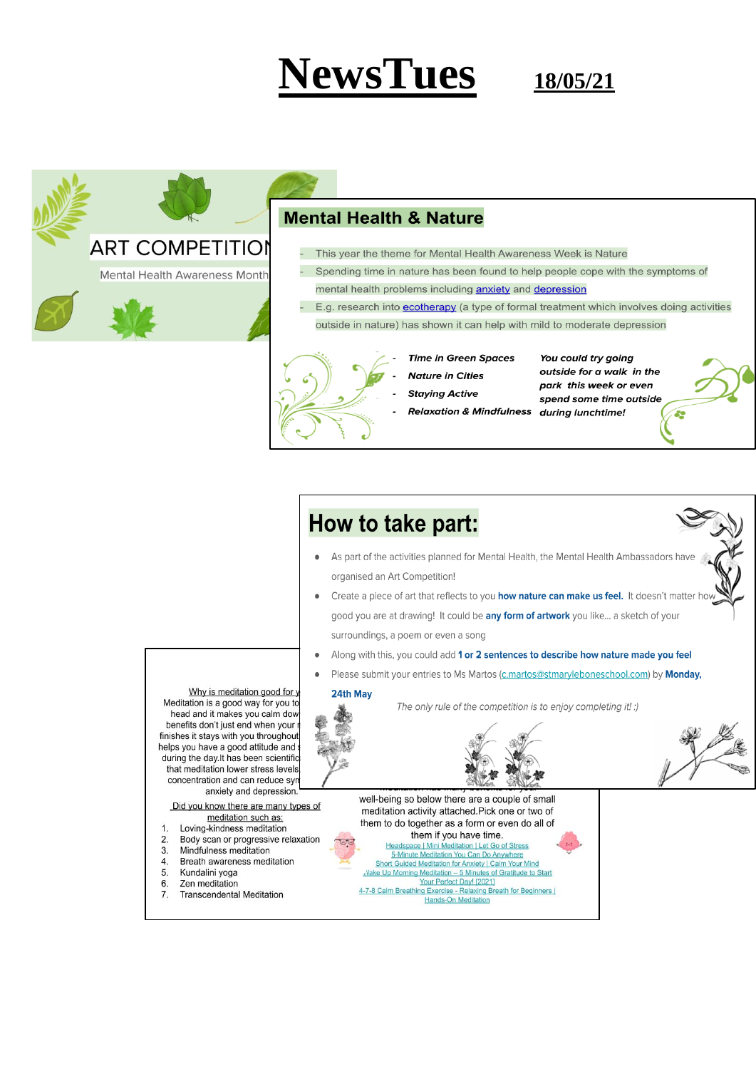# NewsTues 18/05/21

ART COMPETITION

Mental Health Awareness Month

## Mental Health & Nature

- This year the theme for Mental Health Awareness Week is Nature
- Spending time in nature has been found to help people cope with the symptoms of mental health problems including anxiety and depression
- E.g. research into ecotherapy (a type of formal treatment which involves doing activities outside in nature) has shown it can help with mild to moderate depression

- *Time in Green Spaces*
- *Nature in Cities*
- *Staying Active*
- *Relaxation & Mindfulness*

*You could try going outside for a walk in the park this week or even spend some time outside during lunchtime!*

## How to take part:

- As part of the activities planned for Mental Health, the Mental Health Ambassadors have organised an Art Competition!
- Create a piece of art that reflects to you **how nature can make us feel.** It doesn't matter how good you are at drawing! It could be **any form of artwork** you like... a sketch of your surroundings, a poem or even a song
- Along with this, you could add **1 or 2 sentences to describe how nature made you feel**
- Please submit your entries to Ms Martos (c.martos@stmaryleboneschool.com) by **Monday, 24th May**

*The only rule of the competition is to enjoy completing it! :)*

Why is meditation good for y

Meditation is a good way for you to head and it makes you calm dow benefits don't just end when your finishes it stays with you throughout helps you have a good attitude and during the day.It has been scientific that meditation lower stress levels concentration and can reduce sym anxiety and depression.

Did you know there are many types of meditation such as:

1. Loving-kindness meditation
2. Body scan or progressive relaxation
3. Mindfulness meditation
4. Breath awareness meditation
5. Kundalini yoga
6. Zen meditation
7. Transcendental Meditation

well-being so below there are a couple of small meditation activity attached.Pick one or two of them to do together as a form or even do all of them if you have time.

- Headspace | Mini Meditation | Let Go of Stress
- 5-Minute Meditation You Can Do Anywhere
- Short Guided Meditation for Anxiety | Calm Your Mind
- Wake Up Morning Meditation – 5 Minutes of Gratitude to Start Your Perfect Day! [2021]
- 4-7-8 Calm Breathing Exercise - Relaxing Breath for Beginners | Hands-On Meditation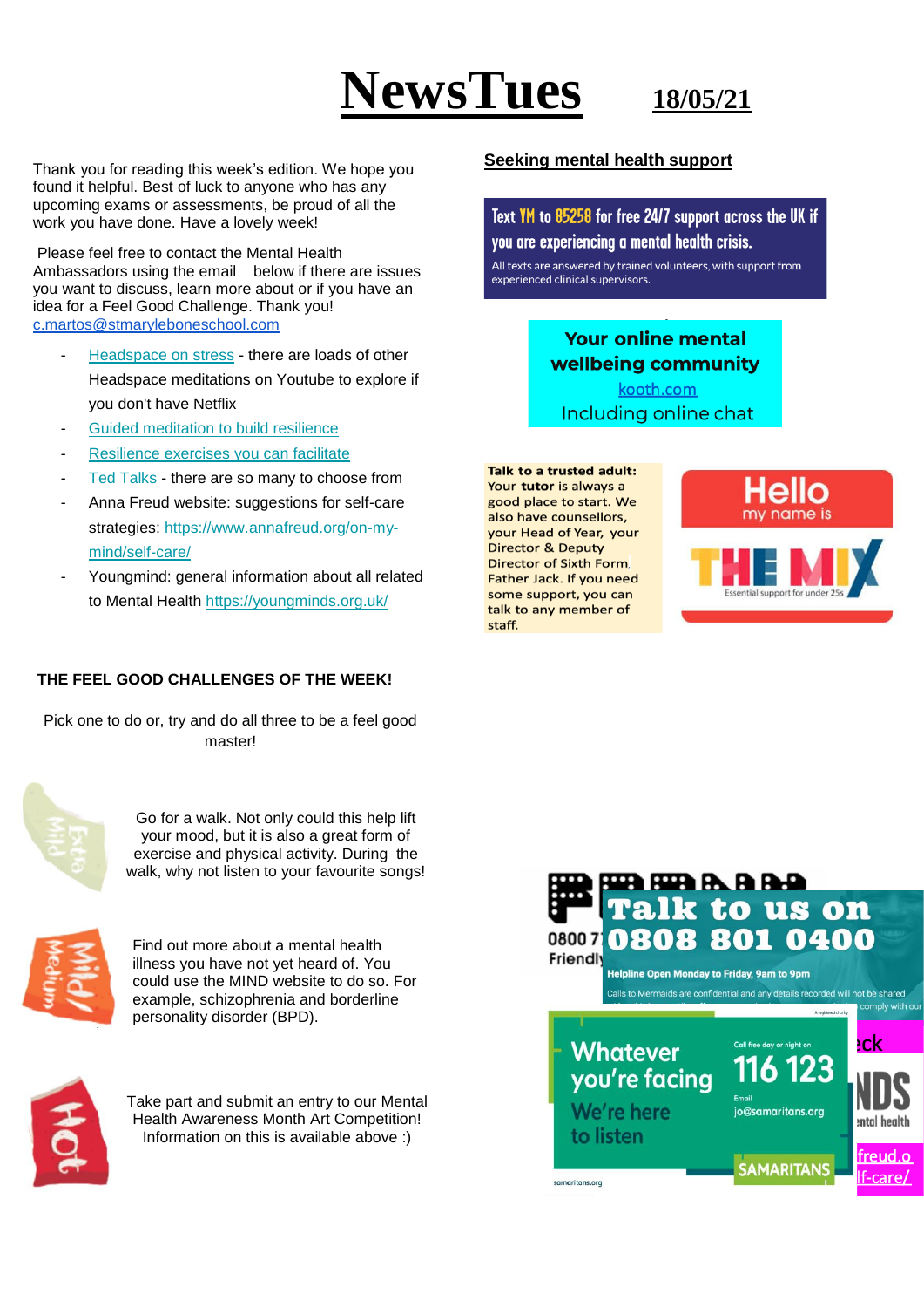# NewsTues 18/05/21

Thank you for reading this week's edition. We hope you found it helpful. Best of luck to anyone who has any upcoming exams or assessments, be proud of all the work you have done. Have a lovely week!

Please feel free to contact the Mental Health Ambassadors using the email below if there are issues you want to discuss, learn more about or if you have an idea for a Feel Good Challenge. Thank you! c.martos@stmaryleboneschool.com

- Headspace on stress - there are loads of other Headspace meditations on Youtube to explore if you don't have Netflix
- Guided meditation to build resilience
- Resilience exercises you can facilitate
- Ted Talks - there are so many to choose from
- Anna Freud website: suggestions for self-care strategies: https://www.annafreud.org/on-my-mind/self-care/
- Youngmind: general information about all related to Mental Health https://youngminds.org.uk/

## Seeking mental health support

Text YM to 85258 for free 24/7 support across the UK if you are experiencing a mental health crisis.

All texts are answered by trained volunteers, with support from experienced clinical supervisors.

**Your online mental wellbeing community**

kooth.com

Including online chat

**Talk to a trusted adult:** Your **tutor** is always a good place to start. We also have counsellors, your Head of Year, your Director & Deputy Director of Sixth Form, Father Jack. If you need some support, you can talk to any member of staff.

Hello my name is THE MIX

Essential support for under 25s

**THE FEEL GOOD CHALLENGES OF THE WEEK!**

Pick one to do or, try and do all three to be a feel good master!

Extra Mild

Go for a walk. Not only could this help lift your mood, but it is also a great form of exercise and physical activity. During the walk, why not listen to your favourite songs!

Mild/Medium

Find out more about a mental health illness you have not yet heard of. You could use the MIND website to do so. For example, schizophrenia and borderline personality disorder (BPD).

Hot

Take part and submit an entry to our Mental Health Awareness Month Art Competition! Information on this is available above :)

Talk to us on 0808 801 0400

Helpline Open Monday to Friday, 9am to 9pm

Calls to Mermaids are confidential and any details recorded will not be shared

Whatever you're facing We're here to listen

Call free day or night on 116 123

Email jo@samaritans.org

SAMARITANS

samaritans.org